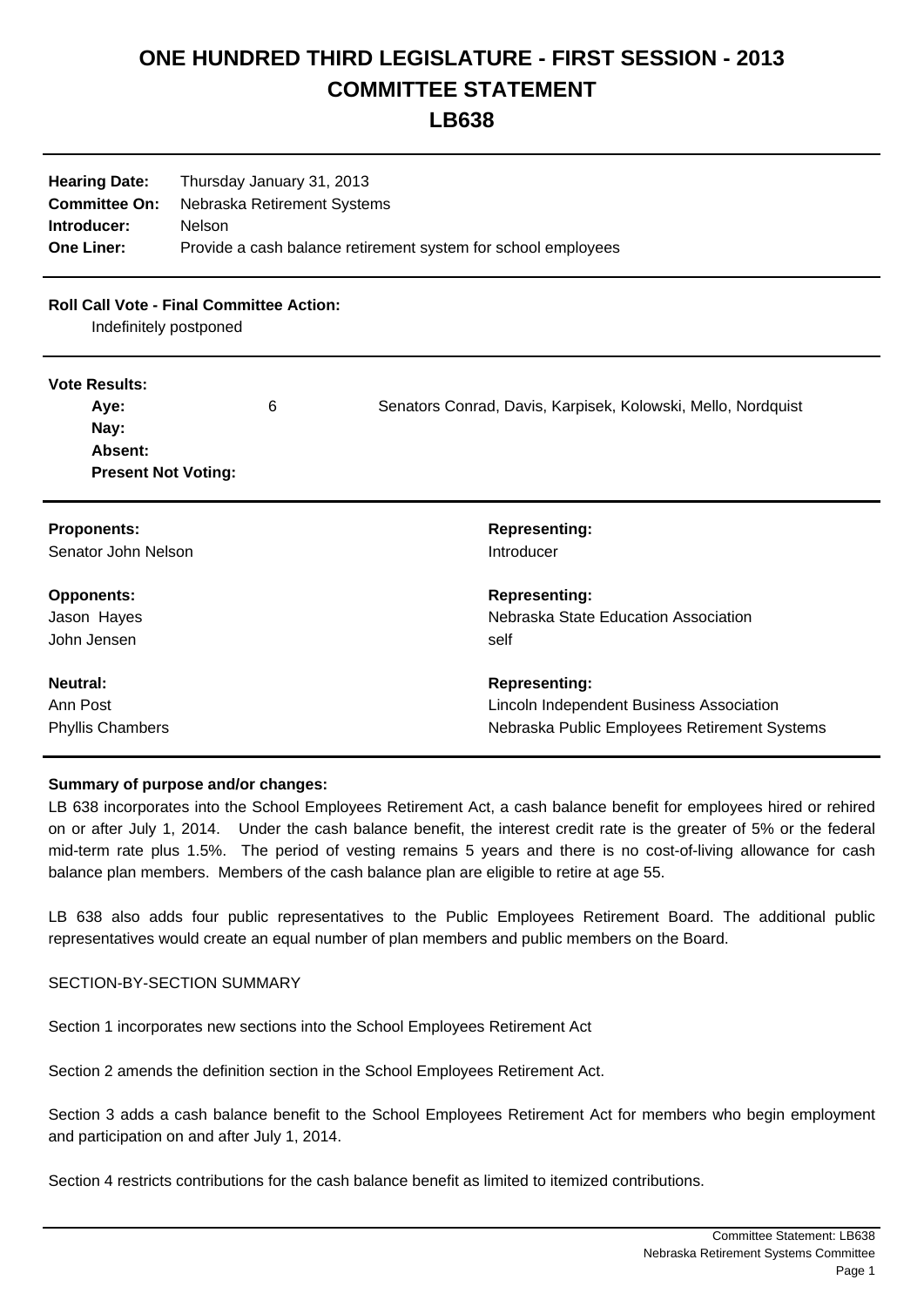# ONE HUNDRED THIRD LEGISLATURE - FIRST SESSION - 2013
# COMMITTEE STATEMENT
# LB638

| | |
|---|---|
| **Hearing Date:** | Thursday January 31, 2013 |
| **Committee On:** | Nebraska Retirement Systems |
| **Introducer:** | Nelson |
| **One Liner:** | Provide a cash balance retirement system for school employees |

**Roll Call Vote - Final Committee Action:**

Indefinitely postponed

**Vote Results:**

| | | |
|---|---|---|
| **Aye:** | 6 | Senators Conrad, Davis, Karpisek, Kolowski, Mello, Nordquist |
| **Nay:** | | |
| **Absent:** | | |
| **Present Not Voting:** | | |

| **Proponents:** | **Representing:** |
|---|---|
| Senator John Nelson | Introducer |

| **Opponents:** | **Representing:** |
|---|---|
| Jason Hayes | Nebraska State Education Association |
| John Jensen | self |

| **Neutral:** | **Representing:** |
|---|---|
| Ann Post | Lincoln Independent Business Association |
| Phyllis Chambers | Nebraska Public Employees Retirement Systems |

**Summary of purpose and/or changes:**

LB 638 incorporates into the School Employees Retirement Act, a cash balance benefit for employees hired or rehired on or after July 1, 2014. Under the cash balance benefit, the interest credit rate is the greater of 5% or the federal mid-term rate plus 1.5%. The period of vesting remains 5 years and there is no cost-of-living allowance for cash balance plan members. Members of the cash balance plan are eligible to retire at age 55.

LB 638 also adds four public representatives to the Public Employees Retirement Board. The additional public representatives would create an equal number of plan members and public members on the Board.

SECTION-BY-SECTION SUMMARY

Section 1 incorporates new sections into the School Employees Retirement Act

Section 2 amends the definition section in the School Employees Retirement Act.

Section 3 adds a cash balance benefit to the School Employees Retirement Act for members who begin employment and participation on and after July 1, 2014.

Section 4 restricts contributions for the cash balance benefit as limited to itemized contributions.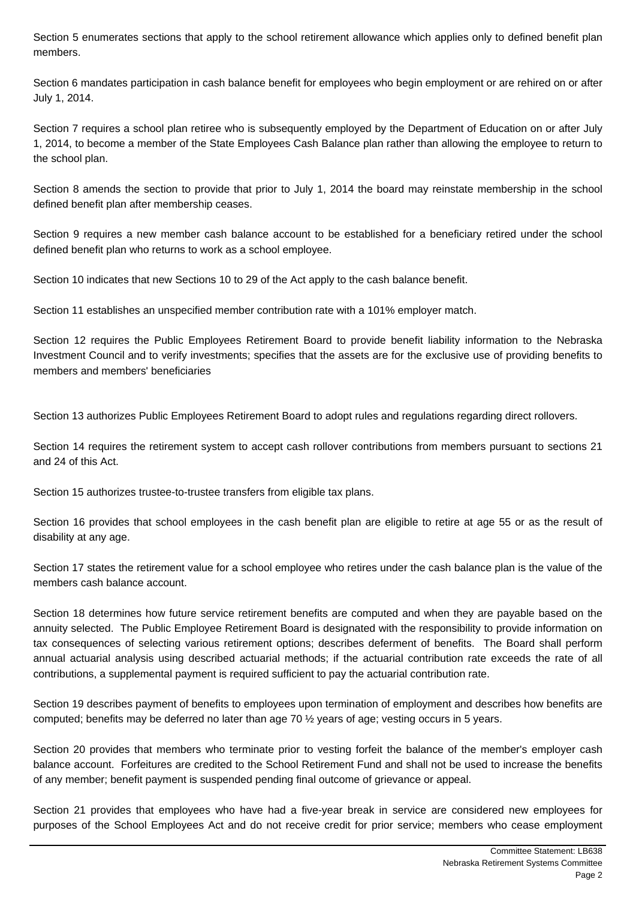Section 5 enumerates sections that apply to the school retirement allowance which applies only to defined benefit plan members.

Section 6 mandates participation in cash balance benefit for employees who begin employment or are rehired on or after July 1, 2014.

Section 7 requires a school plan retiree who is subsequently employed by the Department of Education on or after July 1, 2014, to become a member of the State Employees Cash Balance plan rather than allowing the employee to return to the school plan.

Section 8 amends the section to provide that prior to July 1, 2014 the board may reinstate membership in the school defined benefit plan after membership ceases.

Section 9 requires a new member cash balance account to be established for a beneficiary retired under the school defined benefit plan who returns to work as a school employee.

Section 10 indicates that new Sections 10 to 29 of the Act apply to the cash balance benefit.

Section 11 establishes an unspecified member contribution rate with a 101% employer match.

Section 12 requires the Public Employees Retirement Board to provide benefit liability information to the Nebraska Investment Council and to verify investments; specifies that the assets are for the exclusive use of providing benefits to members and members' beneficiaries

Section 13 authorizes Public Employees Retirement Board to adopt rules and regulations regarding direct rollovers.

Section 14 requires the retirement system to accept cash rollover contributions from members pursuant to sections 21 and 24 of this Act.

Section 15 authorizes trustee-to-trustee transfers from eligible tax plans.

Section 16 provides that school employees in the cash benefit plan are eligible to retire at age 55 or as the result of disability at any age.

Section 17 states the retirement value for a school employee who retires under the cash balance plan is the value of the members cash balance account.

Section 18 determines how future service retirement benefits are computed and when they are payable based on the annuity selected. The Public Employee Retirement Board is designated with the responsibility to provide information on tax consequences of selecting various retirement options; describes deferment of benefits. The Board shall perform annual actuarial analysis using described actuarial methods; if the actuarial contribution rate exceeds the rate of all contributions, a supplemental payment is required sufficient to pay the actuarial contribution rate.

Section 19 describes payment of benefits to employees upon termination of employment and describes how benefits are computed; benefits may be deferred no later than age 70 ½ years of age; vesting occurs in 5 years.

Section 20 provides that members who terminate prior to vesting forfeit the balance of the member's employer cash balance account. Forfeitures are credited to the School Retirement Fund and shall not be used to increase the benefits of any member; benefit payment is suspended pending final outcome of grievance or appeal.

Section 21 provides that employees who have had a five-year break in service are considered new employees for purposes of the School Employees Act and do not receive credit for prior service; members who cease employment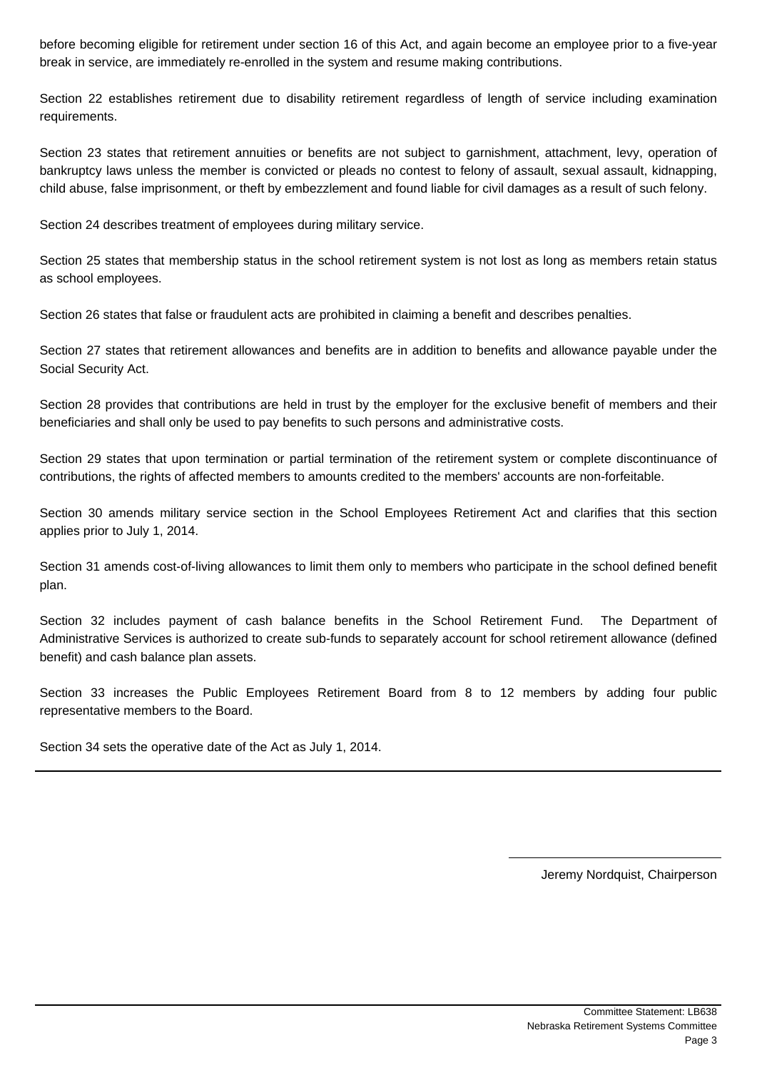before becoming eligible for retirement under section 16 of this Act, and again become an employee prior to a five-year break in service, are immediately re-enrolled in the system and resume making contributions.

Section 22 establishes retirement due to disability retirement regardless of length of service including examination requirements.

Section 23 states that retirement annuities or benefits are not subject to garnishment, attachment, levy, operation of bankruptcy laws unless the member is convicted or pleads no contest to felony of assault, sexual assault, kidnapping, child abuse, false imprisonment, or theft by embezzlement and found liable for civil damages as a result of such felony.

Section 24 describes treatment of employees during military service.

Section 25 states that membership status in the school retirement system is not lost as long as members retain status as school employees.

Section 26 states that false or fraudulent acts are prohibited in claiming a benefit and describes penalties.

Section 27 states that retirement allowances and benefits are in addition to benefits and allowance payable under the Social Security Act.

Section 28 provides that contributions are held in trust by the employer for the exclusive benefit of members and their beneficiaries and shall only be used to pay benefits to such persons and administrative costs.

Section 29 states that upon termination or partial termination of the retirement system or complete discontinuance of contributions, the rights of affected members to amounts credited to the members' accounts are non-forfeitable.

Section 30 amends military service section in the School Employees Retirement Act and clarifies that this section applies prior to July 1, 2014.

Section 31 amends cost-of-living allowances to limit them only to members who participate in the school defined benefit plan.

Section 32 includes payment of cash balance benefits in the School Retirement Fund. The Department of Administrative Services is authorized to create sub-funds to separately account for school retirement allowance (defined benefit) and cash balance plan assets.

Section 33 increases the Public Employees Retirement Board from 8 to 12 members by adding four public representative members to the Board.

Section 34 sets the operative date of the Act as July 1, 2014.

---

Jeremy Nordquist, Chairperson